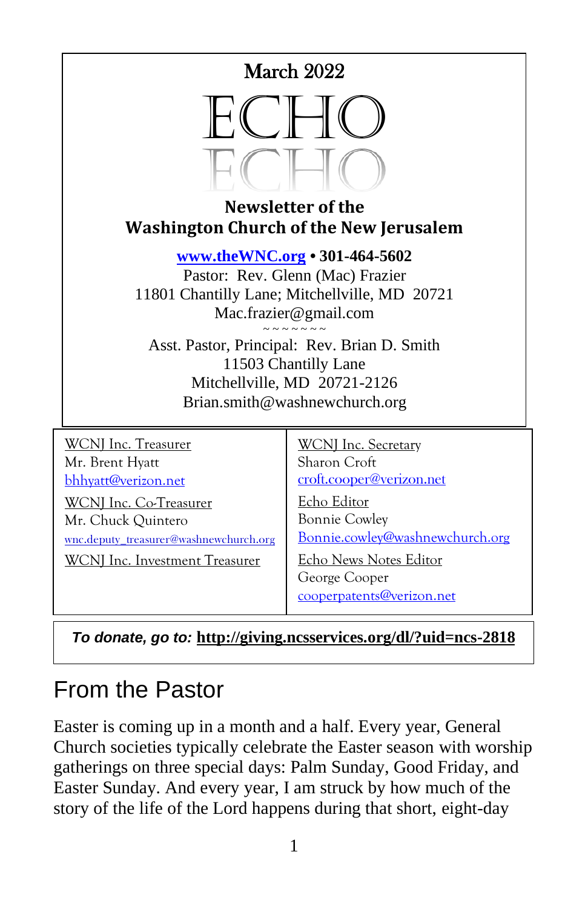March 2022

# ECHO

**Newsletter of the**
**Washington Church of the New Jerusalem**

**www.theWNC.org • 301-464-5602**
Pastor: Rev. Glenn (Mac) Frazier
11801 Chantilly Lane; Mitchellville, MD 20721
Mac.frazier@gmail.com
~ ~ ~ ~ ~ ~ ~ ~
Asst. Pastor, Principal: Rev. Brian D. Smith
11503 Chantilly Lane
Mitchellville, MD 20721-2126
Brian.smith@washnewchurch.org

| | |
|---|---|
| WCNJ Inc. Treasurer<br>Mr. Brent Hyatt<br>bhhyatt@verizon.net | WCNJ Inc. Secretary<br>Sharon Croft<br>croft.cooper@verizon.net |
| WCNJ Inc. Co-Treasurer<br>Mr. Chuck Quintero<br>wnc.deputy_treasurer@washnewchurch.org | Echo Editor<br>Bonnie Cowley<br>Bonnie.cowley@washnewchurch.org |
| WCNJ Inc. Investment Treasurer | Echo News Notes Editor<br>George Cooper<br>cooperpatents@verizon.net |

***To donate, go to:*** **http://giving.ncsservices.org/dl/?uid=ncs-2818**

## From the Pastor

Easter is coming up in a month and a half. Every year, General Church societies typically celebrate the Easter season with worship gatherings on three special days: Palm Sunday, Good Friday, and Easter Sunday. And every year, I am struck by how much of the story of the life of the Lord happens during that short, eight-day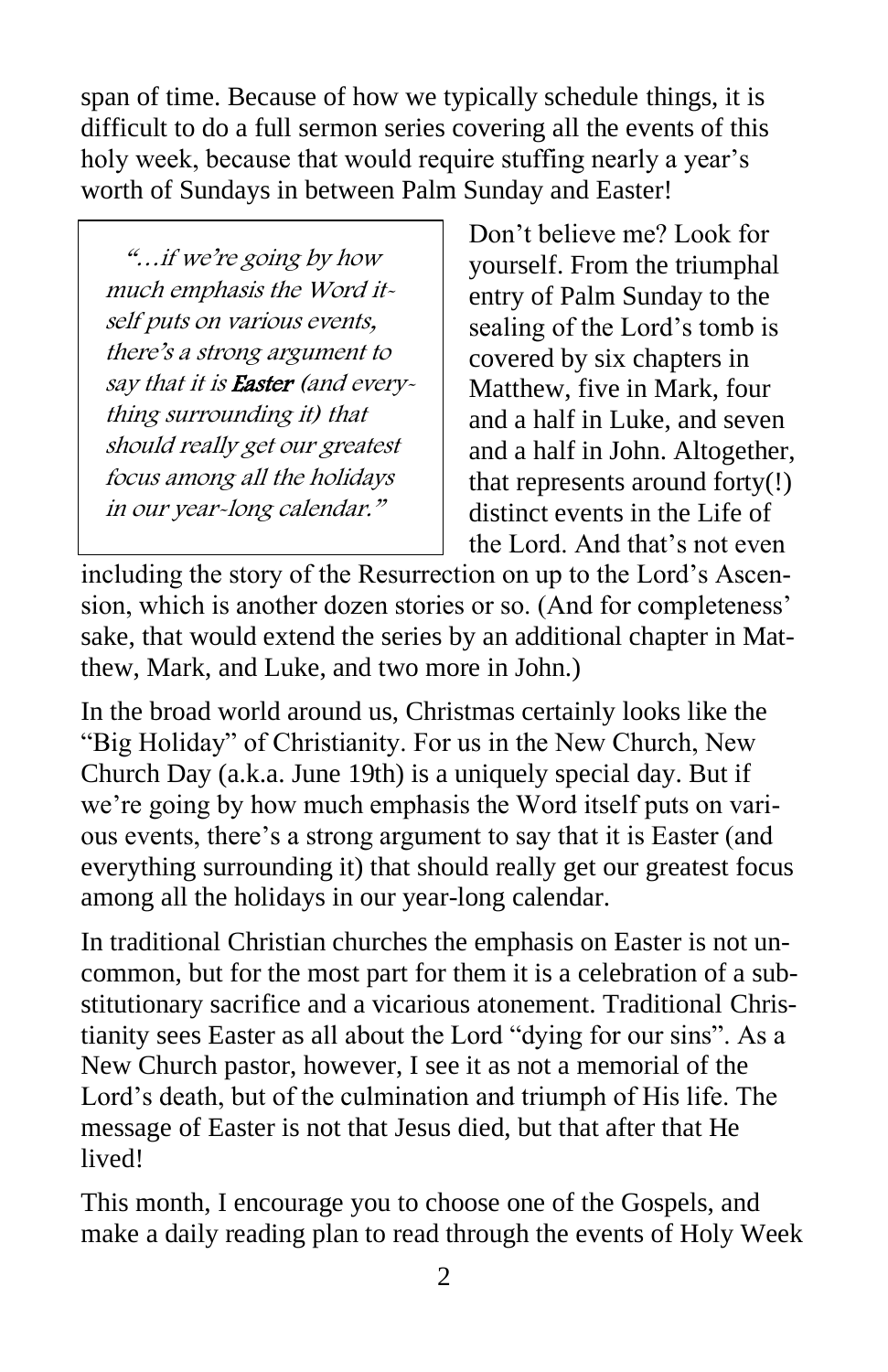span of time. Because of how we typically schedule things, it is difficult to do a full sermon series covering all the events of this holy week, because that would require stuffing nearly a year's worth of Sundays in between Palm Sunday and Easter!

> *"…if we're going by how much emphasis the Word itself puts on various events, there's a strong argument to say that it is* ***Easter*** *(and everything surrounding it) that should really get our greatest focus among all the holidays in our year-long calendar."*

Don't believe me? Look for yourself. From the triumphal entry of Palm Sunday to the sealing of the Lord's tomb is covered by six chapters in Matthew, five in Mark, four and a half in Luke, and seven and a half in John. Altogether, that represents around forty(!) distinct events in the Life of the Lord. And that's not even including the story of the Resurrection on up to the Lord's Ascension, which is another dozen stories or so. (And for completeness' sake, that would extend the series by an additional chapter in Matthew, Mark, and Luke, and two more in John.)

In the broad world around us, Christmas certainly looks like the "Big Holiday" of Christianity. For us in the New Church, New Church Day (a.k.a. June 19th) is a uniquely special day. But if we're going by how much emphasis the Word itself puts on various events, there's a strong argument to say that it is Easter (and everything surrounding it) that should really get our greatest focus among all the holidays in our year-long calendar.

In traditional Christian churches the emphasis on Easter is not uncommon, but for the most part for them it is a celebration of a substitutionary sacrifice and a vicarious atonement. Traditional Christianity sees Easter as all about the Lord "dying for our sins". As a New Church pastor, however, I see it as not a memorial of the Lord's death, but of the culmination and triumph of His life. The message of Easter is not that Jesus died, but that after that He lived!

This month, I encourage you to choose one of the Gospels, and make a daily reading plan to read through the events of Holy Week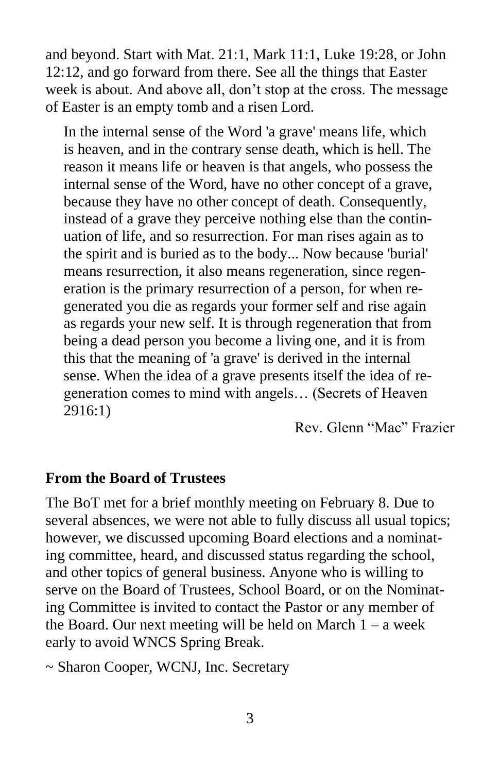and beyond. Start with Mat. 21:1, Mark 11:1, Luke 19:28, or John 12:12, and go forward from there. See all the things that Easter week is about. And above all, don't stop at the cross. The message of Easter is an empty tomb and a risen Lord.

> In the internal sense of the Word 'a grave' means life, which is heaven, and in the contrary sense death, which is hell. The reason it means life or heaven is that angels, who possess the internal sense of the Word, have no other concept of a grave, because they have no other concept of death. Consequently, instead of a grave they perceive nothing else than the continuation of life, and so resurrection. For man rises again as to the spirit and is buried as to the body... Now because 'burial' means resurrection, it also means regeneration, since regeneration is the primary resurrection of a person, for when regenerated you die as regards your former self and rise again as regards your new self. It is through regeneration that from being a dead person you become a living one, and it is from this that the meaning of 'a grave' is derived in the internal sense. When the idea of a grave presents itself the idea of regeneration comes to mind with angels… (Secrets of Heaven 2916:1)

Rev. Glenn "Mac" Frazier

**From the Board of Trustees**

The BoT met for a brief monthly meeting on February 8. Due to several absences, we were not able to fully discuss all usual topics; however, we discussed upcoming Board elections and a nominating committee, heard, and discussed status regarding the school, and other topics of general business. Anyone who is willing to serve on the Board of Trustees, School Board, or on the Nominating Committee is invited to contact the Pastor or any member of the Board. Our next meeting will be held on March 1 – a week early to avoid WNCS Spring Break.

~ Sharon Cooper, WCNJ, Inc. Secretary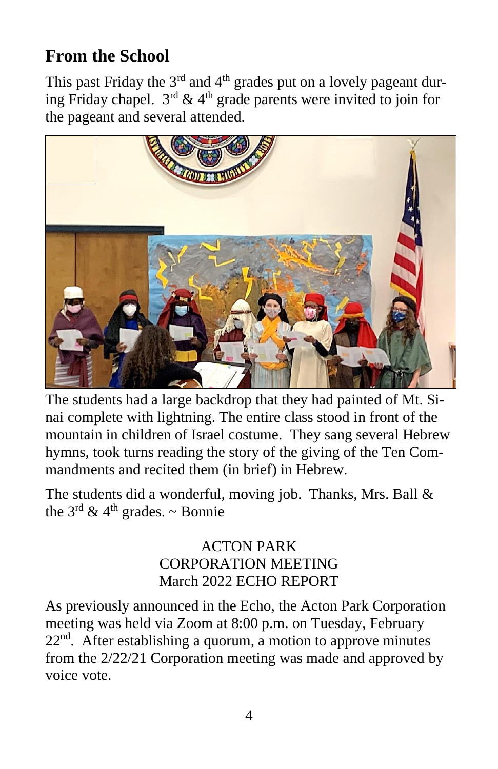## From the School

This past Friday the 3rd and 4th grades put on a lovely pageant during Friday chapel. 3rd & 4th grade parents were invited to join for the pageant and several attended.

The students had a large backdrop that they had painted of Mt. Sinai complete with lightning. The entire class stood in front of the mountain in children of Israel costume. They sang several Hebrew hymns, took turns reading the story of the giving of the Ten Commandments and recited them (in brief) in Hebrew.

The students did a wonderful, moving job. Thanks, Mrs. Ball & the 3rd & 4th grades. ~ Bonnie

ACTON PARK
CORPORATION MEETING
March 2022 ECHO REPORT

As previously announced in the Echo, the Acton Park Corporation meeting was held via Zoom at 8:00 p.m. on Tuesday, February 22nd. After establishing a quorum, a motion to approve minutes from the 2/22/21 Corporation meeting was made and approved by voice vote.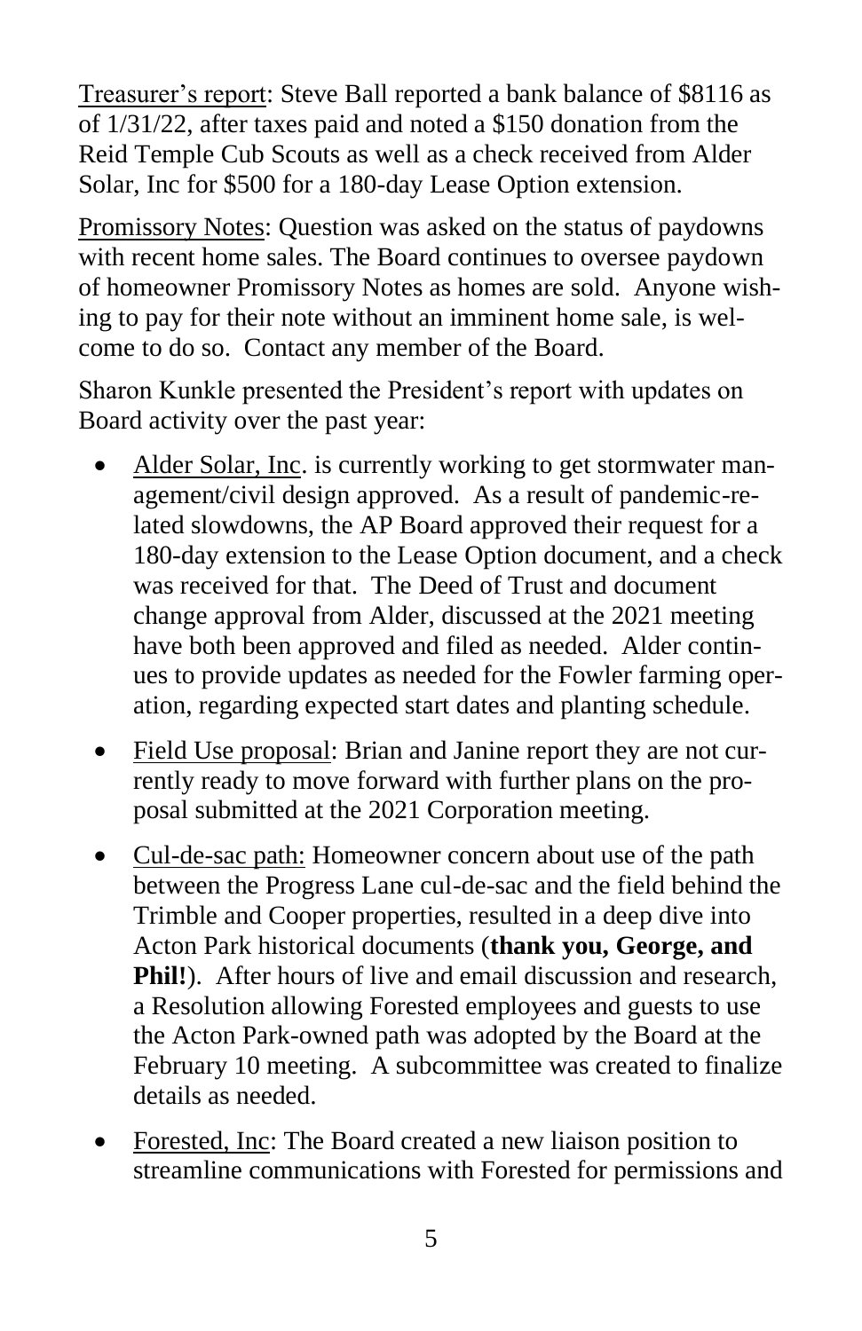Treasurer's report: Steve Ball reported a bank balance of $8116 as of 1/31/22, after taxes paid and noted a $150 donation from the Reid Temple Cub Scouts as well as a check received from Alder Solar, Inc for $500 for a 180-day Lease Option extension.

Promissory Notes: Question was asked on the status of paydowns with recent home sales. The Board continues to oversee paydown of homeowner Promissory Notes as homes are sold. Anyone wishing to pay for their note without an imminent home sale, is welcome to do so. Contact any member of the Board.

Sharon Kunkle presented the President's report with updates on Board activity over the past year:

- Alder Solar, Inc. is currently working to get stormwater management/civil design approved. As a result of pandemic-related slowdowns, the AP Board approved their request for a 180-day extension to the Lease Option document, and a check was received for that. The Deed of Trust and document change approval from Alder, discussed at the 2021 meeting have both been approved and filed as needed. Alder continues to provide updates as needed for the Fowler farming operation, regarding expected start dates and planting schedule.
- Field Use proposal: Brian and Janine report they are not currently ready to move forward with further plans on the proposal submitted at the 2021 Corporation meeting.
- Cul-de-sac path: Homeowner concern about use of the path between the Progress Lane cul-de-sac and the field behind the Trimble and Cooper properties, resulted in a deep dive into Acton Park historical documents (**thank you, George, and Phil!**). After hours of live and email discussion and research, a Resolution allowing Forested employees and guests to use the Acton Park-owned path was adopted by the Board at the February 10 meeting. A subcommittee was created to finalize details as needed.
- Forested, Inc: The Board created a new liaison position to streamline communications with Forested for permissions and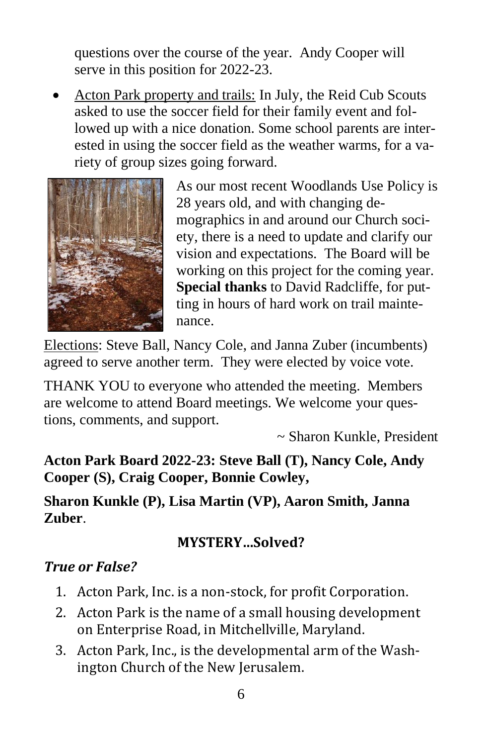questions over the course of the year. Andy Cooper will serve in this position for 2022-23.

- Acton Park property and trails: In July, the Reid Cub Scouts asked to use the soccer field for their family event and followed up with a nice donation. Some school parents are interested in using the soccer field as the weather warms, for a variety of group sizes going forward.

As our most recent Woodlands Use Policy is 28 years old, and with changing demographics in and around our Church society, there is a need to update and clarify our vision and expectations. The Board will be working on this project for the coming year. **Special thanks** to David Radcliffe, for putting in hours of hard work on trail maintenance.

Elections: Steve Ball, Nancy Cole, and Janna Zuber (incumbents) agreed to serve another term. They were elected by voice vote.

THANK YOU to everyone who attended the meeting. Members are welcome to attend Board meetings. We welcome your questions, comments, and support.

~ Sharon Kunkle, President

**Acton Park Board 2022-23: Steve Ball (T), Nancy Cole, Andy Cooper (S), Craig Cooper, Bonnie Cowley,**

**Sharon Kunkle (P), Lisa Martin (VP), Aaron Smith, Janna Zuber**.

## MYSTERY...Solved?

***True or False?***

1. Acton Park, Inc. is a non-stock, for profit Corporation.
2. Acton Park is the name of a small housing development on Enterprise Road, in Mitchellville, Maryland.
3. Acton Park, Inc., is the developmental arm of the Washington Church of the New Jerusalem.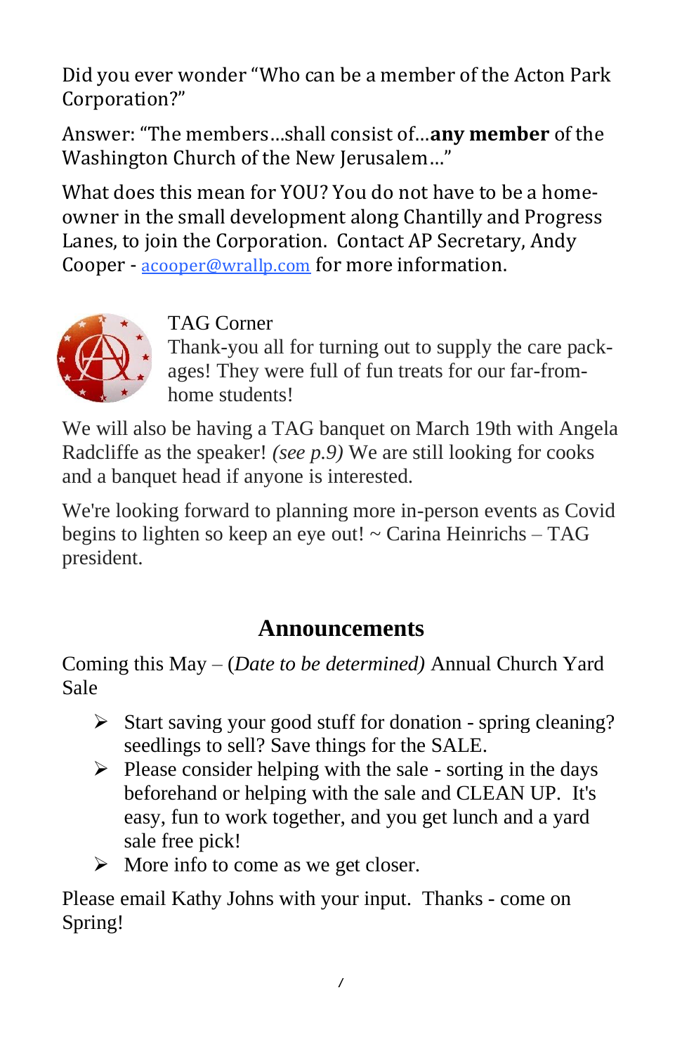Did you ever wonder "Who can be a member of the Acton Park Corporation?"

Answer: "The members...shall consist of...**any member** of the Washington Church of the New Jerusalem..."

What does this mean for YOU? You do not have to be a home-owner in the small development along Chantilly and Progress Lanes, to join the Corporation. Contact AP Secretary, Andy Cooper - acooper@wrallp.com for more information.

TAG Corner

Thank-you all for turning out to supply the care packages! They were full of fun treats for our far-from-home students!

We will also be having a TAG banquet on March 19th with Angela Radcliffe as the speaker! *(see p.9)* We are still looking for cooks and a banquet head if anyone is interested.

We're looking forward to planning more in-person events as Covid begins to lighten so keep an eye out! ~ Carina Heinrichs – TAG president.

## Announcements

Coming this May – (*Date to be determined)* Annual Church Yard Sale

- Start saving your good stuff for donation - spring cleaning? seedlings to sell? Save things for the SALE.
- Please consider helping with the sale - sorting in the days beforehand or helping with the sale and CLEAN UP. It's easy, fun to work together, and you get lunch and a yard sale free pick!
- More info to come as we get closer.

Please email Kathy Johns with your input. Thanks - come on Spring!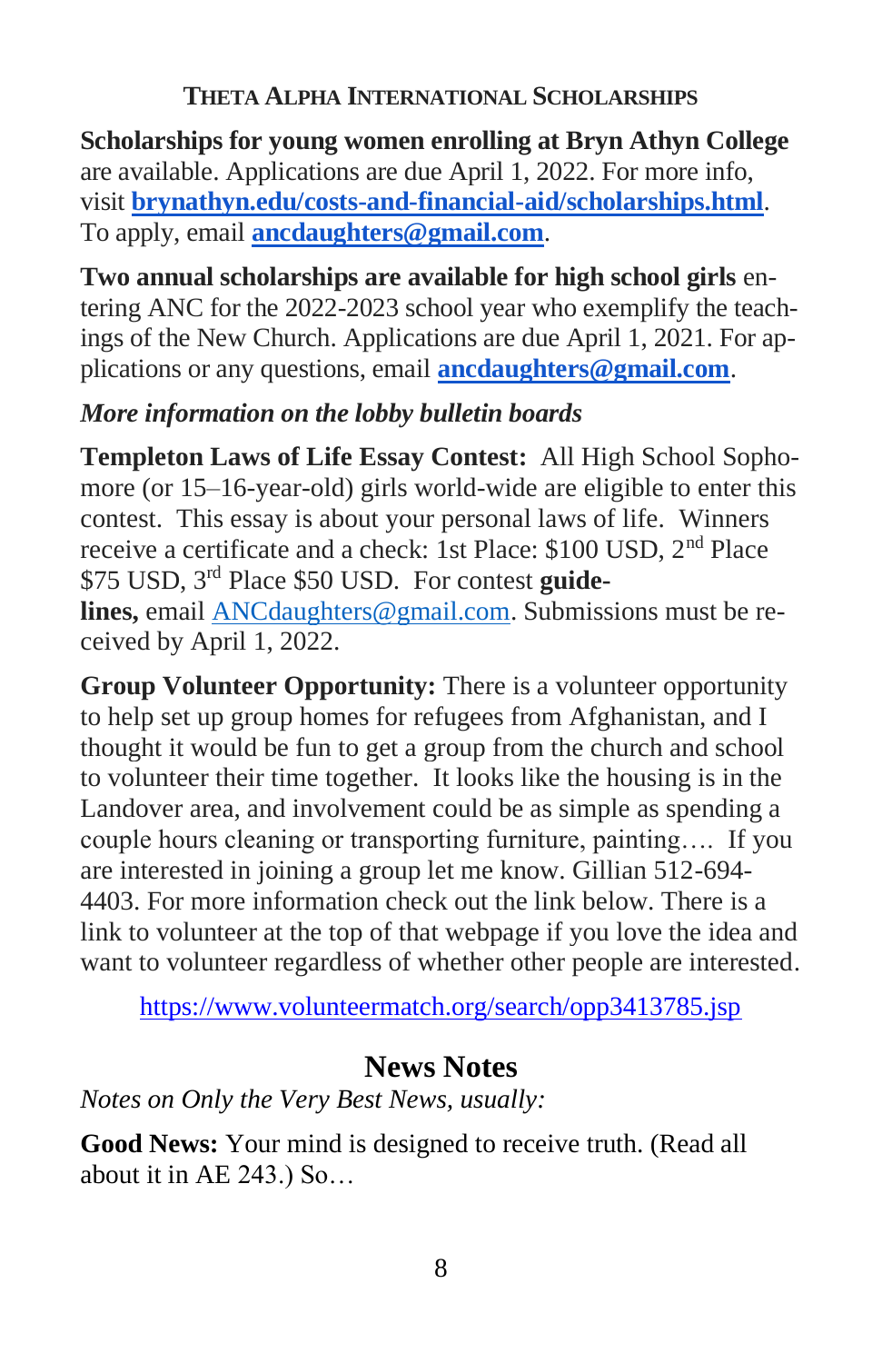### Theta Alpha International Scholarships

**Scholarships for young women enrolling at Bryn Athyn College** are available. Applications are due April 1, 2022. For more info, visit **brynathyn.edu/costs-and-financial-aid/scholarships.html**. To apply, email **ancdaughters@gmail.com**.

**Two annual scholarships are available for high school girls** entering ANC for the 2022-2023 school year who exemplify the teachings of the New Church. Applications are due April 1, 2021. For applications or any questions, email **ancdaughters@gmail.com**.

*More information on the lobby bulletin boards*

**Templeton Laws of Life Essay Contest:** All High School Sophomore (or 15–16-year-old) girls world-wide are eligible to enter this contest. This essay is about your personal laws of life. Winners receive a certificate and a check: 1st Place: $100 USD, 2nd Place $75 USD, 3rd Place $50 USD. For contest **guidelines,** email ANCdaughters@gmail.com. Submissions must be received by April 1, 2022.

**Group Volunteer Opportunity:** There is a volunteer opportunity to help set up group homes for refugees from Afghanistan, and I thought it would be fun to get a group from the church and school to volunteer their time together. It looks like the housing is in the Landover area, and involvement could be as simple as spending a couple hours cleaning or transporting furniture, painting…. If you are interested in joining a group let me know. Gillian 512-694-4403. For more information check out the link below. There is a link to volunteer at the top of that webpage if you love the idea and want to volunteer regardless of whether other people are interested.

https://www.volunteermatch.org/search/opp3413785.jsp

## News Notes

*Notes on Only the Very Best News, usually:*

**Good News:** Your mind is designed to receive truth. (Read all about it in AE 243.) So…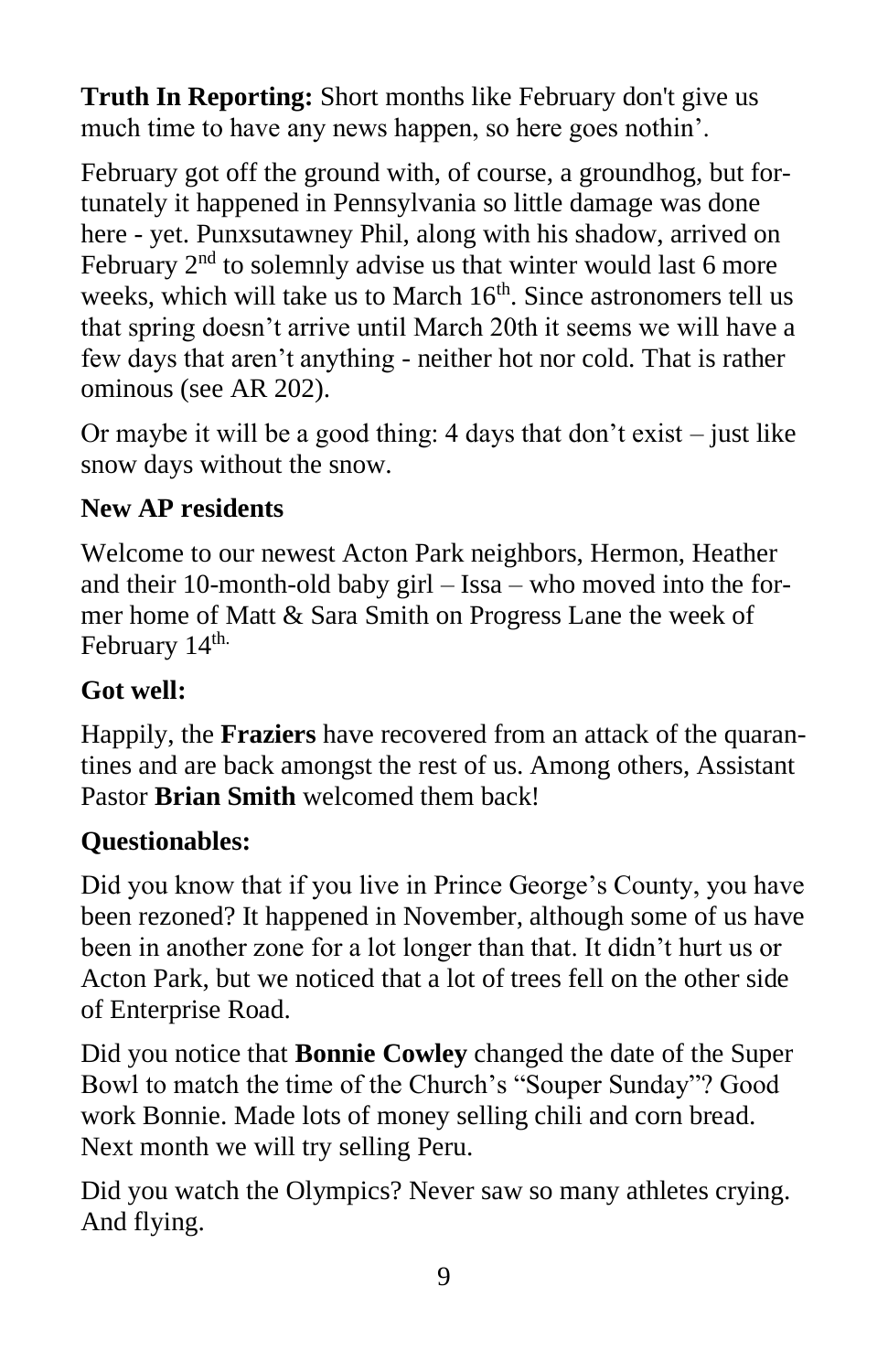**Truth In Reporting:** Short months like February don't give us much time to have any news happen, so here goes nothin'.

February got off the ground with, of course, a groundhog, but fortunately it happened in Pennsylvania so little damage was done here - yet. Punxsutawney Phil, along with his shadow, arrived on February 2nd to solemnly advise us that winter would last 6 more weeks, which will take us to March 16th. Since astronomers tell us that spring doesn't arrive until March 20th it seems we will have a few days that aren't anything - neither hot nor cold. That is rather ominous (see AR 202).

Or maybe it will be a good thing: 4 days that don't exist – just like snow days without the snow.

**New AP residents**

Welcome to our newest Acton Park neighbors, Hermon, Heather and their 10-month-old baby girl – Issa – who moved into the former home of Matt & Sara Smith on Progress Lane the week of February 14th.

**Got well:**

Happily, the **Fraziers** have recovered from an attack of the quarantines and are back amongst the rest of us. Among others, Assistant Pastor **Brian Smith** welcomed them back!

**Questionables:**

Did you know that if you live in Prince George's County, you have been rezoned? It happened in November, although some of us have been in another zone for a lot longer than that. It didn't hurt us or Acton Park, but we noticed that a lot of trees fell on the other side of Enterprise Road.

Did you notice that **Bonnie Cowley** changed the date of the Super Bowl to match the time of the Church's "Souper Sunday"? Good work Bonnie. Made lots of money selling chili and corn bread. Next month we will try selling Peru.

Did you watch the Olympics? Never saw so many athletes crying. And flying.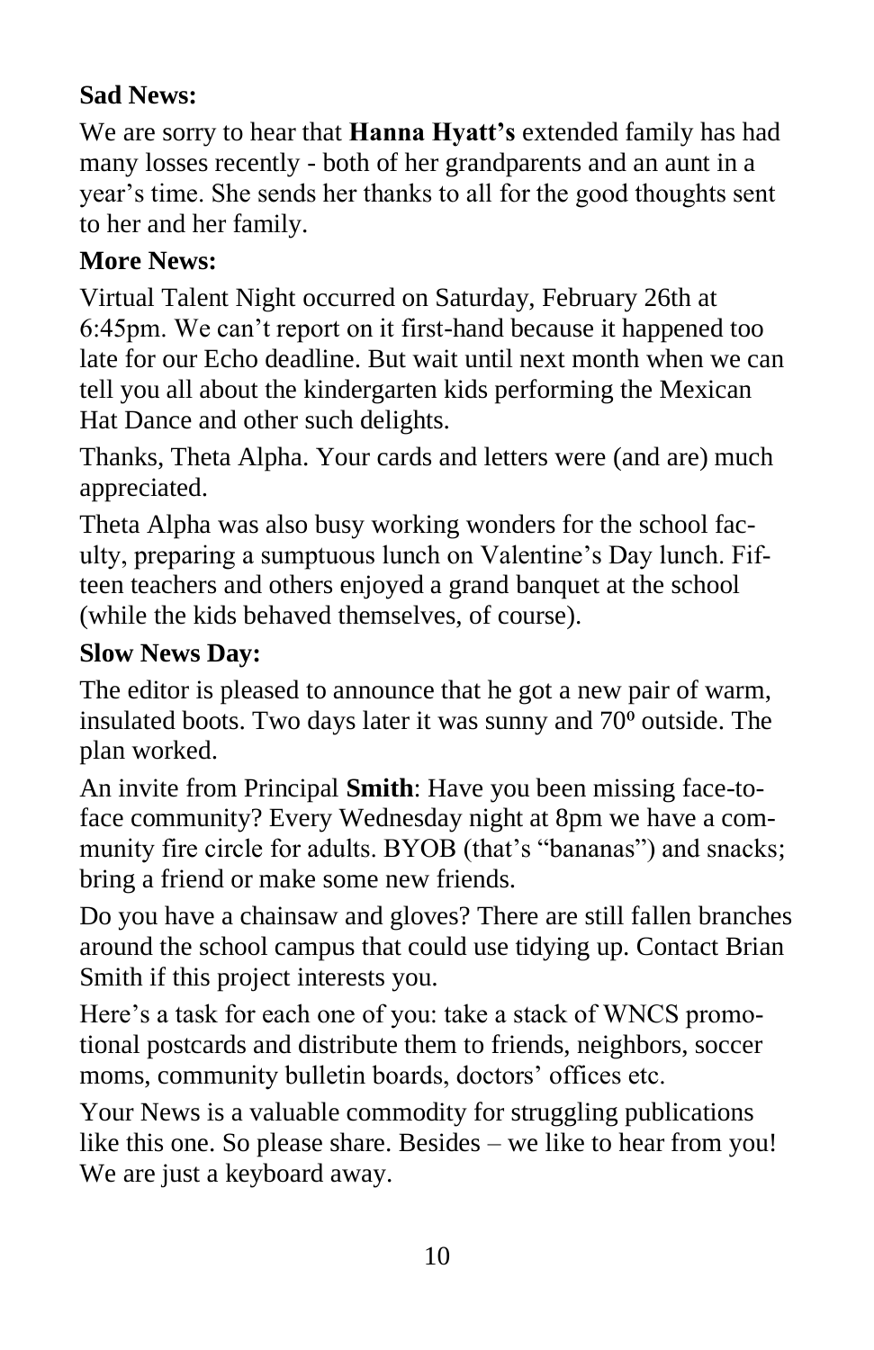**Sad News:**

We are sorry to hear that **Hanna Hyatt's** extended family has had many losses recently - both of her grandparents and an aunt in a year's time. She sends her thanks to all for the good thoughts sent to her and her family.

**More News:**

Virtual Talent Night occurred on Saturday, February 26th at 6:45pm. We can't report on it first-hand because it happened too late for our Echo deadline. But wait until next month when we can tell you all about the kindergarten kids performing the Mexican Hat Dance and other such delights.

Thanks, Theta Alpha. Your cards and letters were (and are) much appreciated.

Theta Alpha was also busy working wonders for the school faculty, preparing a sumptuous lunch on Valentine's Day lunch. Fifteen teachers and others enjoyed a grand banquet at the school (while the kids behaved themselves, of course).

**Slow News Day:**

The editor is pleased to announce that he got a new pair of warm, insulated boots. Two days later it was sunny and 70º outside. The plan worked.

An invite from Principal **Smith**: Have you been missing face-to-face community? Every Wednesday night at 8pm we have a community fire circle for adults. BYOB (that's "bananas") and snacks; bring a friend or make some new friends.

Do you have a chainsaw and gloves? There are still fallen branches around the school campus that could use tidying up. Contact Brian Smith if this project interests you.

Here's a task for each one of you: take a stack of WNCS promotional postcards and distribute them to friends, neighbors, soccer moms, community bulletin boards, doctors' offices etc.

Your News is a valuable commodity for struggling publications like this one. So please share. Besides – we like to hear from you! We are just a keyboard away.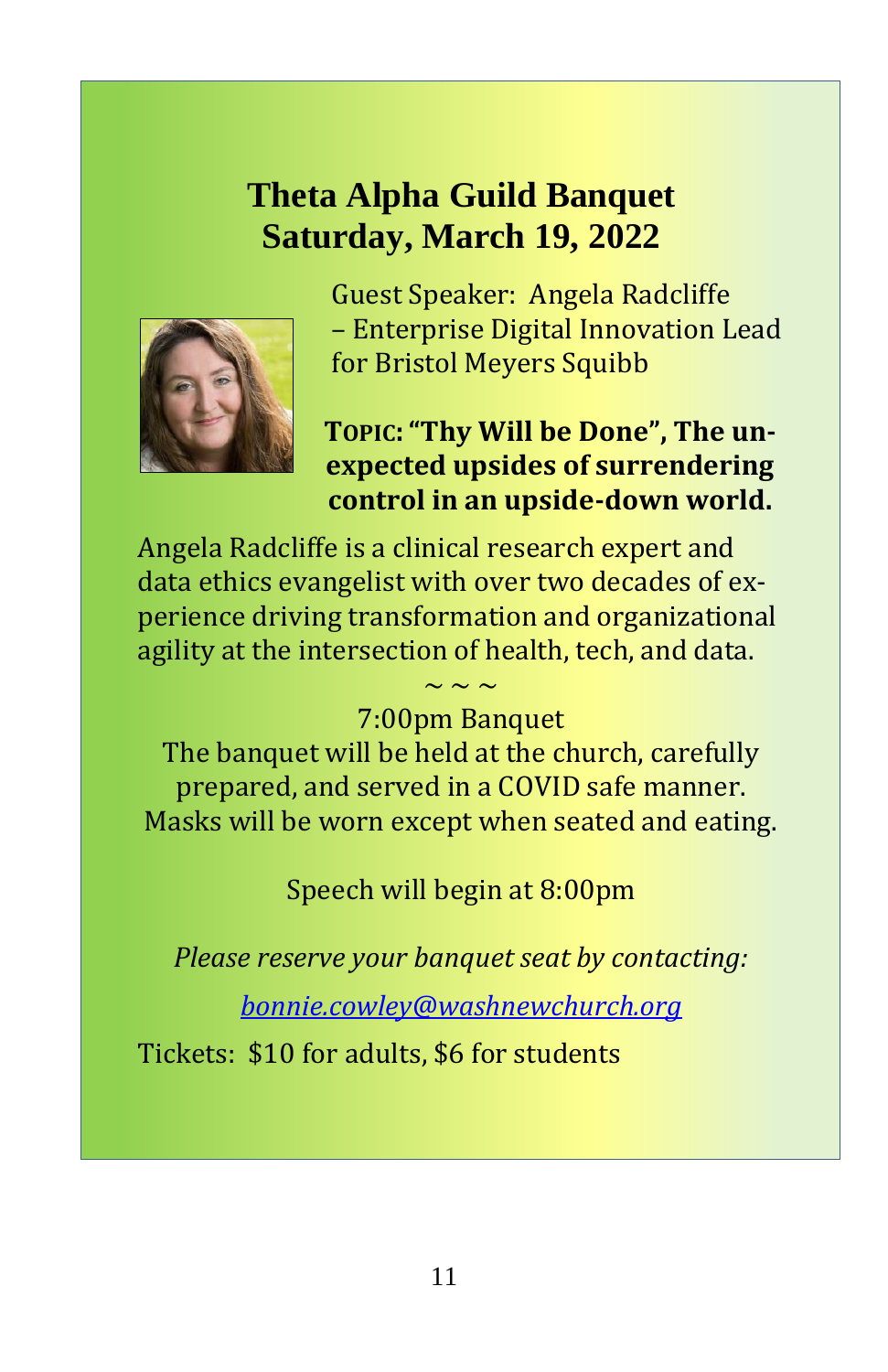# Theta Alpha Guild Banquet
# Saturday, March 19, 2022

Guest Speaker: Angela Radcliffe – Enterprise Digital Innovation Lead for Bristol Meyers Squibb

**TOPIC: "Thy Will be Done", The unexpected upsides of surrendering control in an upside-down world.**

Angela Radcliffe is a clinical research expert and data ethics evangelist with over two decades of experience driving transformation and organizational agility at the intersection of health, tech, and data.

~ ~ ~

7:00pm Banquet

The banquet will be held at the church, carefully prepared, and served in a COVID safe manner. Masks will be worn except when seated and eating.

Speech will begin at 8:00pm

*Please reserve your banquet seat by contacting:*

bonnie.cowley@washnewchurch.org

Tickets: $10 for adults, $6 for students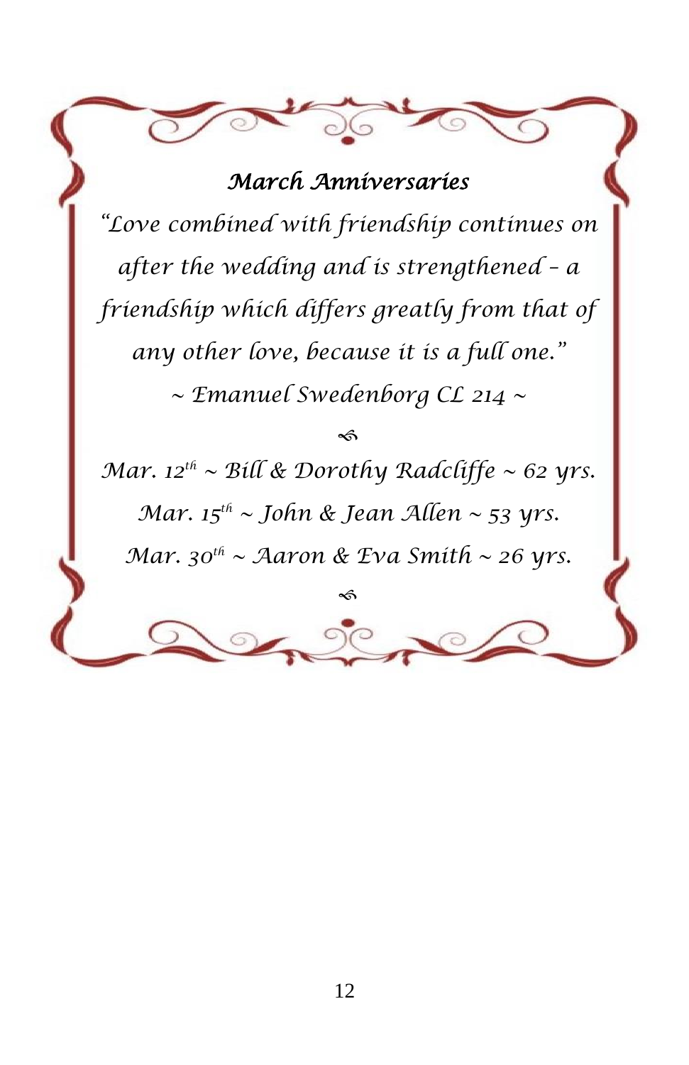## March Anniversaries

*"Love combined with friendship continues on after the wedding and is strengthened – a friendship which differs greatly from that of any other love, because it is a full one."*

*~ Emanuel Swedenborg CL 214 ~*

*Mar. 12th ~ Bill & Dorothy Radcliffe ~ 62 yrs.*

*Mar. 15th ~ John & Jean Allen ~ 53 yrs.*

*Mar. 30th ~ Aaron & Eva Smith ~ 26 yrs.*